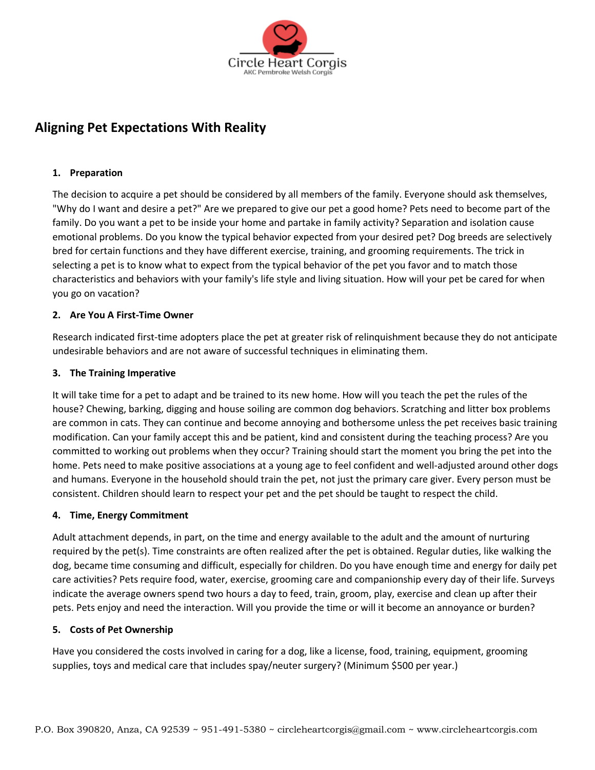Circle Heart Corgis

AKC Pembroke Welsh Corgis

## Aligning Pet Expectations With Reality

### 1. Preparation

The decision to acquire a pet should be considered by all members of the family. Everyone should ask themselves, "Why do I want and desire a pet?" Are we prepared to give our pet a good home? Pets need to become part of the family. Do you want a pet to be inside your home and partake in family activity? Separation and isolation cause emotional problems. Do you know the typical behavior expected from your desired pet? Dog breeds are selectively bred for certain functions and they have different exercise, training, and grooming requirements. The trick in selecting a pet is to know what to expect from the typical behavior of the pet you favor and to match those characteristics and behaviors with your family's life style and living situation. How will your pet be cared for when you go on vacation?

### 2. Are You A First-Time Owner

Research indicated first-time adopters place the pet at greater risk of relinquishment because they do not anticipate undesirable behaviors and are not aware of successful techniques in eliminating them.

### 3. The Training Imperative

It will take time for a pet to adapt and be trained to its new home. How will you teach the pet the rules of the house? Chewing, barking, digging and house soiling are common dog behaviors. Scratching and litter box problems are common in cats. They can continue and become annoying and bothersome unless the pet receives basic training modification. Can your family accept this and be patient, kind and consistent during the teaching process? Are you committed to working out problems when they occur? Training should start the moment you bring the pet into the home. Pets need to make positive associations at a young age to feel confident and well-adjusted around other dogs and humans. Everyone in the household should train the pet, not just the primary care giver. Every person must be consistent. Children should learn to respect your pet and the pet should be taught to respect the child.

### 4. Time, Energy Commitment

Adult attachment depends, in part, on the time and energy available to the adult and the amount of nurturing required by the pet(s). Time constraints are often realized after the pet is obtained. Regular duties, like walking the dog, became time consuming and difficult, especially for children. Do you have enough time and energy for daily pet care activities? Pets require food, water, exercise, grooming care and companionship every day of their life. Surveys indicate the average owners spend two hours a day to feed, train, groom, play, exercise and clean up after their pets. Pets enjoy and need the interaction. Will you provide the time or will it become an annoyance or burden?

### 5. Costs of Pet Ownership

Have you considered the costs involved in caring for a dog, like a license, food, training, equipment, grooming supplies, toys and medical care that includes spay/neuter surgery? (Minimum $500 per year.)

P.O. Box 390820, Anza, CA 92539 ~ 951-491-5380 ~ circleheartcorgis@gmail.com ~ www.circleheartcorgis.com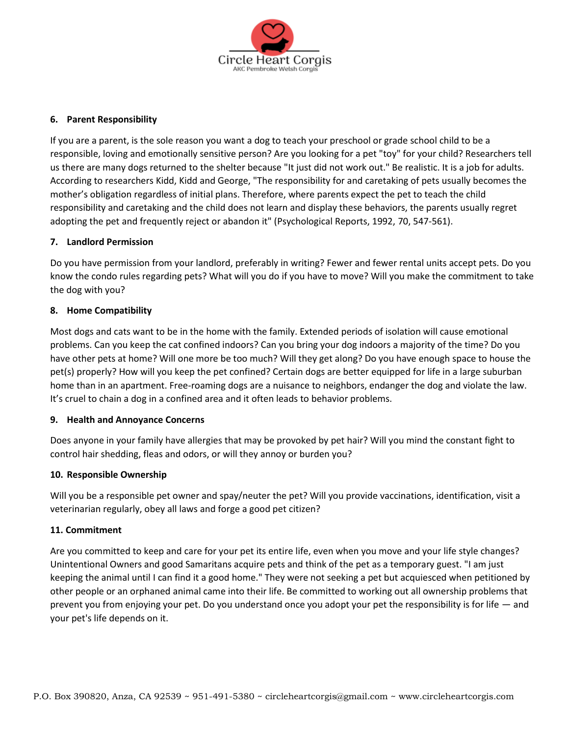### 6. Parent Responsibility

If you are a parent, is the sole reason you want a dog to teach your preschool or grade school child to be a responsible, loving and emotionally sensitive person? Are you looking for a pet "toy" for your child? Researchers tell us there are many dogs returned to the shelter because "It just did not work out." Be realistic. It is a job for adults. According to researchers Kidd, Kidd and George, "The responsibility for and caretaking of pets usually becomes the mother's obligation regardless of initial plans. Therefore, where parents expect the pet to teach the child responsibility and caretaking and the child does not learn and display these behaviors, the parents usually regret adopting the pet and frequently reject or abandon it" (Psychological Reports, 1992, 70, 547-561).

### 7. Landlord Permission

Do you have permission from your landlord, preferably in writing? Fewer and fewer rental units accept pets. Do you know the condo rules regarding pets? What will you do if you have to move? Will you make the commitment to take the dog with you?

### 8. Home Compatibility

Most dogs and cats want to be in the home with the family. Extended periods of isolation will cause emotional problems. Can you keep the cat confined indoors? Can you bring your dog indoors a majority of the time? Do you have other pets at home? Will one more be too much? Will they get along? Do you have enough space to house the pet(s) properly? How will you keep the pet confined? Certain dogs are better equipped for life in a large suburban home than in an apartment. Free-roaming dogs are a nuisance to neighbors, endanger the dog and violate the law. It's cruel to chain a dog in a confined area and it often leads to behavior problems.

### 9. Health and Annoyance Concerns

Does anyone in your family have allergies that may be provoked by pet hair? Will you mind the constant fight to control hair shedding, fleas and odors, or will they annoy or burden you?

### 10. Responsible Ownership

Will you be a responsible pet owner and spay/neuter the pet? Will you provide vaccinations, identification, visit a veterinarian regularly, obey all laws and forge a good pet citizen?

### 11. Commitment

Are you committed to keep and care for your pet its entire life, even when you move and your life style changes? Unintentional Owners and good Samaritans acquire pets and think of the pet as a temporary guest. "I am just keeping the animal until I can find it a good home." They were not seeking a pet but acquiesced when petitioned by other people or an orphaned animal came into their life. Be committed to working out all ownership problems that prevent you from enjoying your pet. Do you understand once you adopt your pet the responsibility is for life — and your pet's life depends on it.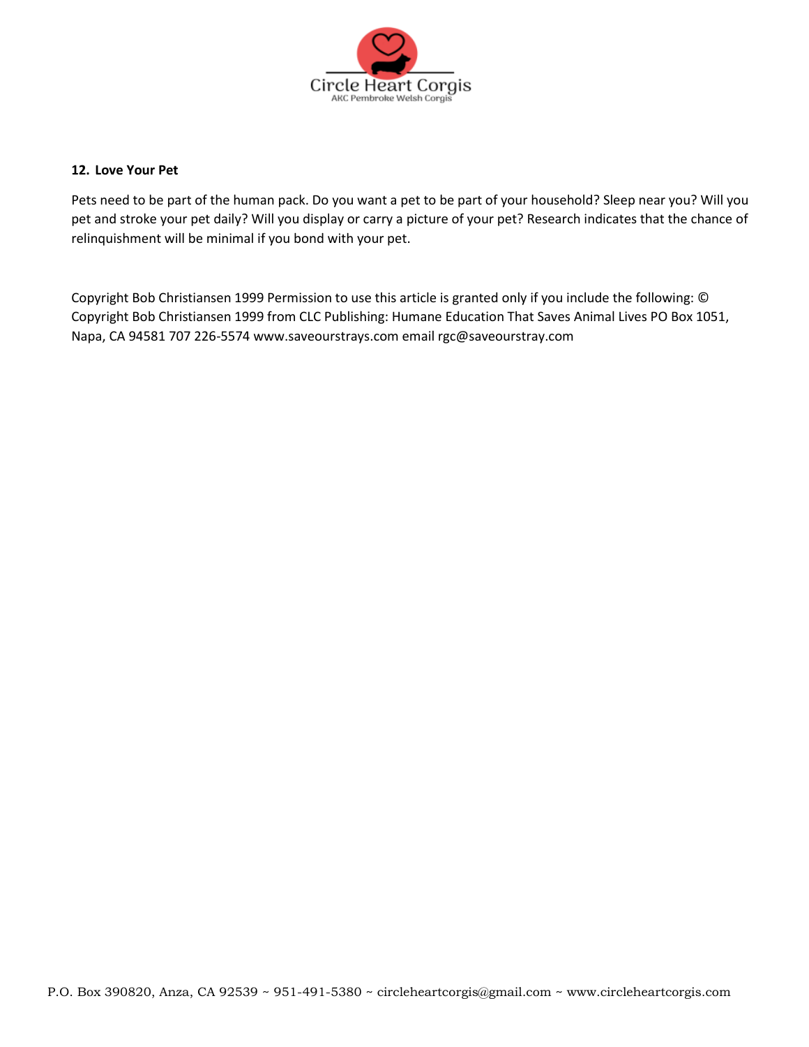**12. Love Your Pet**

Pets need to be part of the human pack. Do you want a pet to be part of your household? Sleep near you? Will you pet and stroke your pet daily? Will you display or carry a picture of your pet? Research indicates that the chance of relinquishment will be minimal if you bond with your pet.

Copyright Bob Christiansen 1999 Permission to use this article is granted only if you include the following: © Copyright Bob Christiansen 1999 from CLC Publishing: Humane Education That Saves Animal Lives PO Box 1051, Napa, CA 94581 707 226-5574 www.saveourstrays.com email rgc@saveourstray.com